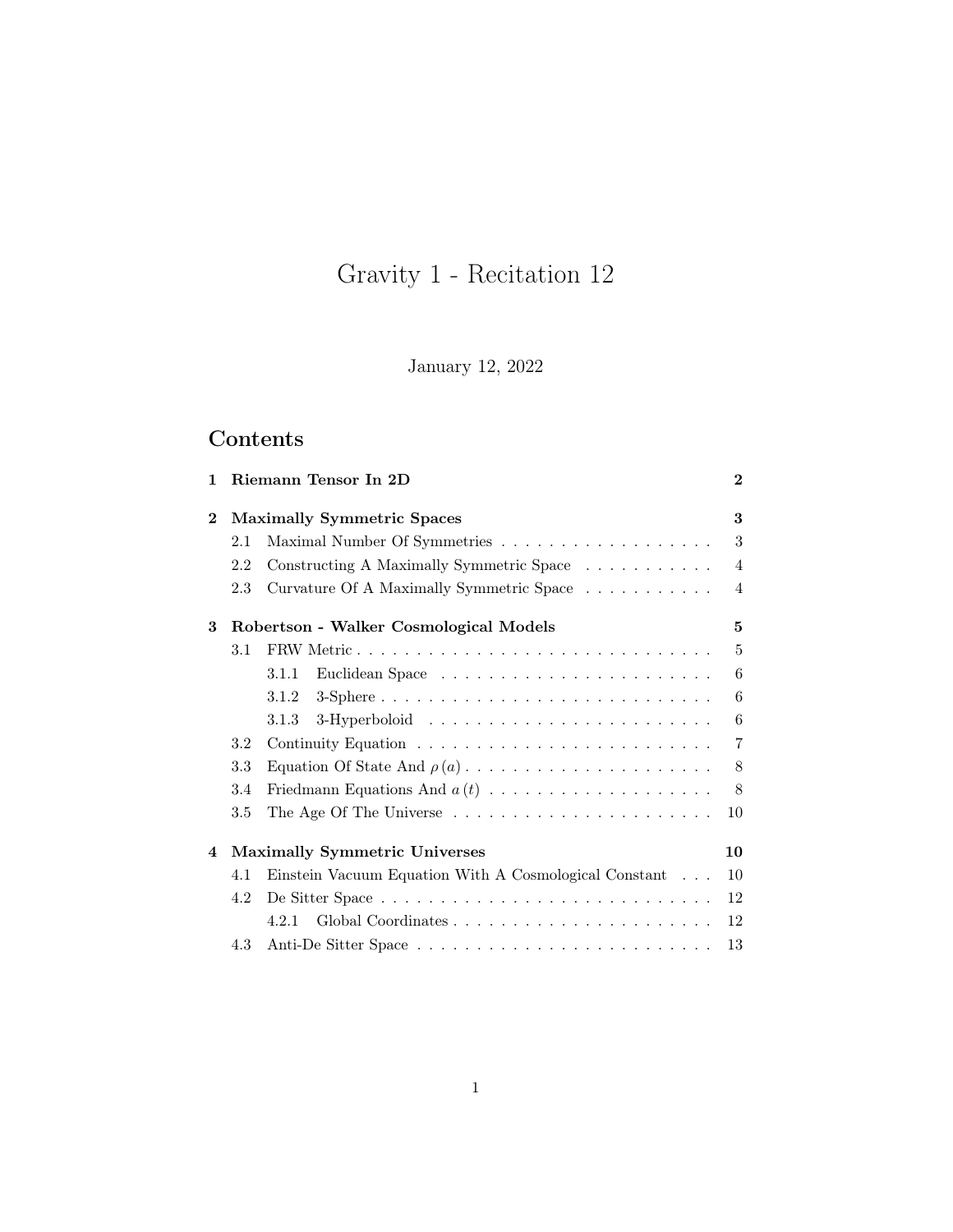# Gravity 1 - Recitation 12

January 12, 2022

## Contents

**1 Riemann Tensor In 2D** — **2**

**2 Maximally Symmetric Spaces** — **3**

- 2.1 Maximal Number Of Symmetries — 3
- 2.2 Constructing A Maximally Symmetric Space — 4
- 2.3 Curvature Of A Maximally Symmetric Space — 4

**3 Robertson - Walker Cosmological Models** — **5**

- 3.1 FRW Metric — 5
  - 3.1.1 Euclidean Space — 6
  - 3.1.2 3-Sphere — 6
  - 3.1.3 3-Hyperboloid — 6
- 3.2 Continuity Equation — 7
- 3.3 Equation Of State And $\rho(a)$ — 8
- 3.4 Friedmann Equations And $a(t)$ — 8
- 3.5 The Age Of The Universe — 10

**4 Maximally Symmetric Universes** — **10**

- 4.1 Einstein Vacuum Equation With A Cosmological Constant — 10
- 4.2 De Sitter Space — 12
  - 4.2.1 Global Coordinates — 12
- 4.3 Anti-De Sitter Space — 13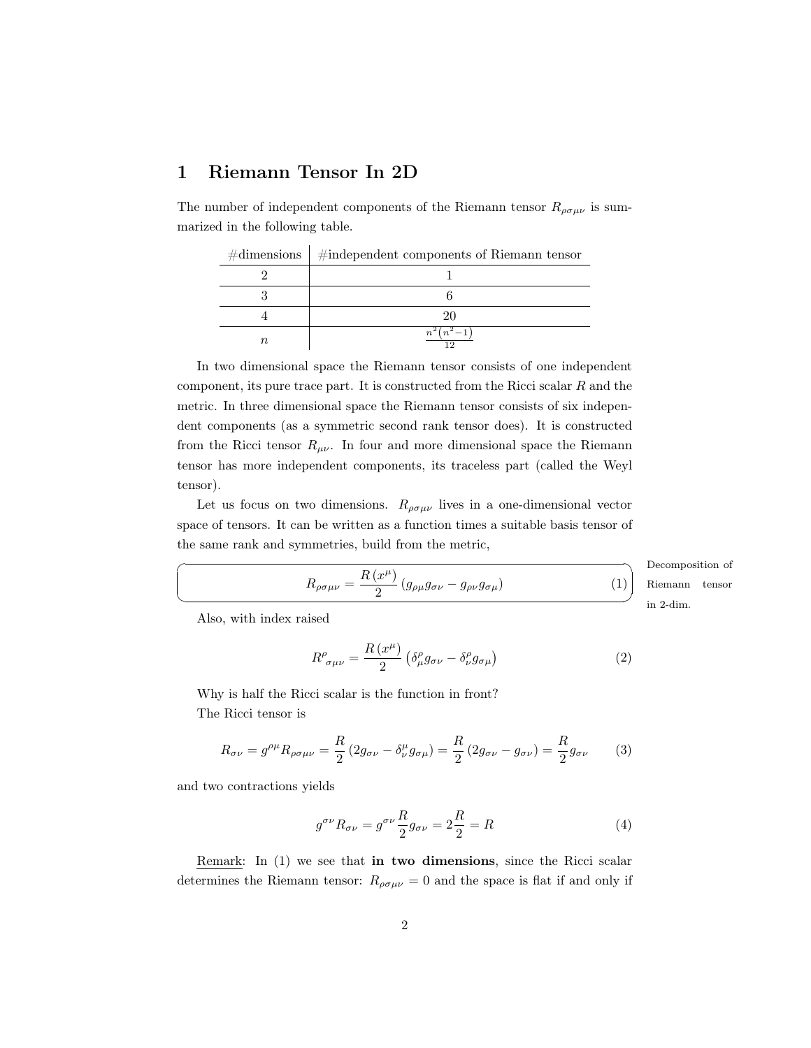# 1 Riemann Tensor In 2D

The number of independent components of the Riemann tensor $R_{\rho\sigma\mu\nu}$ is summarized in the following table.

| #dimensions | #independent components of Riemann tensor |
|---|---|
| 2 | 1 |
| 3 | 6 |
| 4 | 20 |
| $n$ | $\frac{n^2(n^2-1)}{12}$ |

In two dimensional space the Riemann tensor consists of one independent component, its pure trace part. It is constructed from the Ricci scalar $R$ and the metric. In three dimensional space the Riemann tensor consists of six independent components (as a symmetric second rank tensor does). It is constructed from the Ricci tensor $R_{\mu\nu}$. In four and more dimensional space the Riemann tensor has more independent components, its traceless part (called the Weyl tensor).

Let us focus on two dimensions. $R_{\rho\sigma\mu\nu}$ lives in a one-dimensional vector space of tensors. It can be written as a function times a suitable basis tensor of the same rank and symmetries, build from the metric,

$$R_{\rho\sigma\mu\nu} = \frac{R\left(x^{\mu}\right)}{2}\left(g_{\rho\mu}g_{\sigma\nu} - g_{\rho\nu}g_{\sigma\mu}\right) \tag{1}$$

Decomposition of Riemann tensor in 2-dim.

Also, with index raised

$$R^{\rho}{}_{\sigma\mu\nu} = \frac{R\left(x^{\mu}\right)}{2}\left(\delta^{\rho}_{\mu}g_{\sigma\nu} - \delta^{\rho}_{\nu}g_{\sigma\mu}\right) \tag{2}$$

Why is half the Ricci scalar is the function in front?

The Ricci tensor is

$$R_{\sigma\nu} = g^{\rho\mu}R_{\rho\sigma\mu\nu} = \frac{R}{2}\left(2g_{\sigma\nu} - \delta^{\mu}_{\nu}g_{\sigma\mu}\right) = \frac{R}{2}\left(2g_{\sigma\nu} - g_{\sigma\nu}\right) = \frac{R}{2}g_{\sigma\nu} \tag{3}$$

and two contractions yields

$$g^{\sigma\nu}R_{\sigma\nu} = g^{\sigma\nu}\frac{R}{2}g_{\sigma\nu} = 2\frac{R}{2} = R \tag{4}$$

Remark: In (1) we see that **in two dimensions**, since the Ricci scalar determines the Riemann tensor: $R_{\rho\sigma\mu\nu} = 0$ and the space is flat if and only if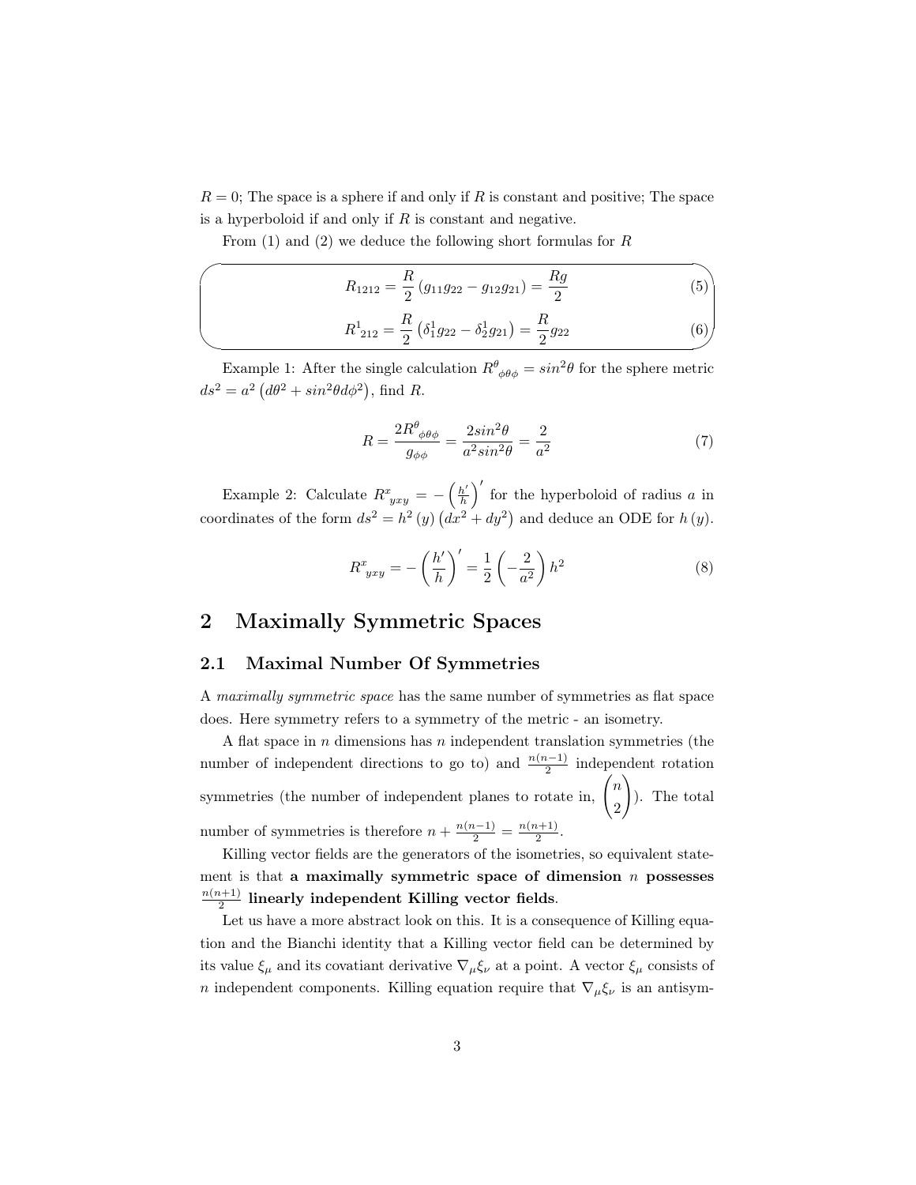$R = 0$; The space is a sphere if and only if $R$ is constant and positive; The space is a hyperboloid if and only if $R$ is constant and negative.

From (1) and (2) we deduce the following short formulas for $R$

$$R_{1212} = \frac{R}{2}\left(g_{11}g_{22} - g_{12}g_{21}\right) = \frac{Rg}{2} \tag{5}$$

$$R^{1}{}_{212} = \frac{R}{2}\left(\delta^{1}_{1}g_{22} - \delta^{1}_{2}g_{21}\right) = \frac{R}{2}g_{22} \tag{6}$$

Example 1: After the single calculation $R^{\theta}{}_{\phi\theta\phi} = sin^2\theta$ for the sphere metric $ds^2 = a^2\left(d\theta^2 + sin^2\theta d\phi^2\right)$, find $R$.

$$R = \frac{2R^{\theta}{}_{\phi\theta\phi}}{g_{\phi\phi}} = \frac{2sin^2\theta}{a^2 sin^2\theta} = \frac{2}{a^2} \tag{7}$$

Example 2: Calculate $R^{x}{}_{yxy} = -\left(\frac{h'}{h}\right)'$ for the hyperboloid of radius $a$ in coordinates of the form $ds^2 = h^2\left(y\right)\left(dx^2 + dy^2\right)$ and deduce an ODE for $h\left(y\right)$.

$$R^{x}{}_{yxy} = -\left(\frac{h'}{h}\right)' = \frac{1}{2}\left(-\frac{2}{a^2}\right)h^2 \tag{8}$$

## 2 Maximally Symmetric Spaces

### 2.1 Maximal Number Of Symmetries

A *maximally symmetric space* has the same number of symmetries as flat space does. Here symmetry refers to a symmetry of the metric - an isometry.

A flat space in $n$ dimensions has $n$ independent translation symmetries (the number of independent directions to go to) and $\frac{n(n-1)}{2}$ independent rotation symmetries (the number of independent planes to rotate in, $\begin{pmatrix} n \\ 2 \end{pmatrix}$). The total number of symmetries is therefore $n + \frac{n(n-1)}{2} = \frac{n(n+1)}{2}$.

Killing vector fields are the generators of the isometries, so equivalent statement is that **a maximally symmetric space of dimension $n$ possesses $\frac{n(n+1)}{2}$ linearly independent Killing vector fields**.

Let us have a more abstract look on this. It is a consequence of Killing equation and the Bianchi identity that a Killing vector field can be determined by its value $\xi_\mu$ and its covatiant derivative $\nabla_\mu \xi_\nu$ at a point. A vector $\xi_\mu$ consists of $n$ independent components. Killing equation require that $\nabla_\mu \xi_\nu$ is an antisym-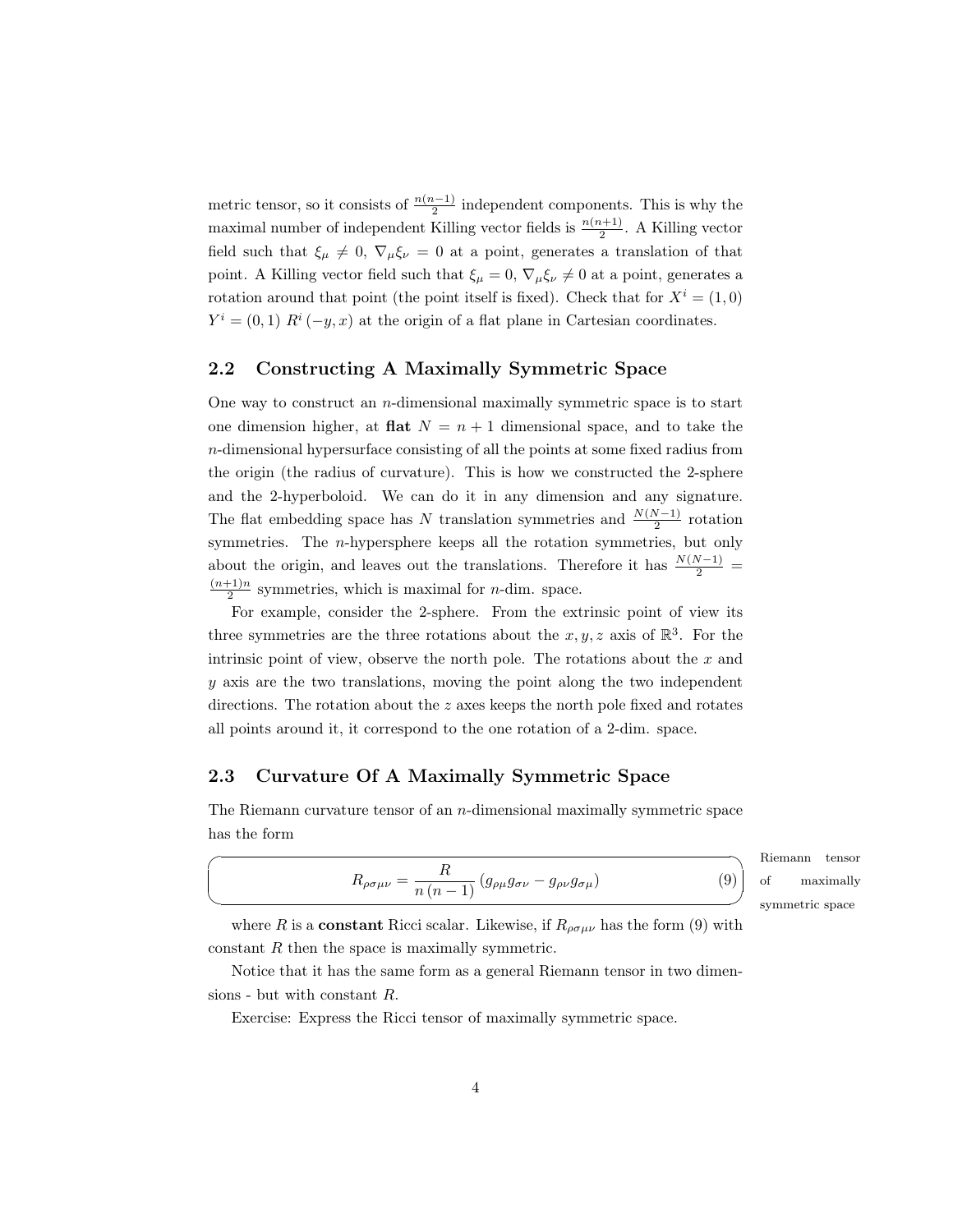metric tensor, so it consists of $\frac{n(n-1)}{2}$ independent components. This is why the maximal number of independent Killing vector fields is $\frac{n(n+1)}{2}$. A Killing vector field such that $\xi_\mu \neq 0$, $\nabla_\mu \xi_\nu = 0$ at a point, generates a translation of that point. A Killing vector field such that $\xi_\mu = 0$, $\nabla_\mu \xi_\nu \neq 0$ at a point, generates a rotation around that point (the point itself is fixed). Check that for $X^i = (1, 0)$ $Y^i = (0, 1)$ $R^i(-y, x)$ at the origin of a flat plane in Cartesian coordinates.

## 2.2 Constructing A Maximally Symmetric Space

One way to construct an $n$-dimensional maximally symmetric space is to start one dimension higher, at **flat** $N = n+1$ dimensional space, and to take the $n$-dimensional hypersurface consisting of all the points at some fixed radius from the origin (the radius of curvature). This is how we constructed the 2-sphere and the 2-hyperboloid. We can do it in any dimension and any signature. The flat embedding space has $N$ translation symmetries and $\frac{N(N-1)}{2}$ rotation symmetries. The $n$-hypersphere keeps all the rotation symmetries, but only about the origin, and leaves out the translations. Therefore it has $\frac{N(N-1)}{2} = \frac{(n+1)n}{2}$ symmetries, which is maximal for $n$-dim. space.

For example, consider the 2-sphere. From the extrinsic point of view its three symmetries are the three rotations about the $x, y, z$ axis of $\mathbb{R}^3$. For the intrinsic point of view, observe the north pole. The rotations about the $x$ and $y$ axis are the two translations, moving the point along the two independent directions. The rotation about the $z$ axes keeps the north pole fixed and rotates all points around it, it correspond to the one rotation of a 2-dim. space.

## 2.3 Curvature Of A Maximally Symmetric Space

The Riemann curvature tensor of an $n$-dimensional maximally symmetric space has the form

$$R_{\rho\sigma\mu\nu} = \frac{R}{n(n-1)} \left( g_{\rho\mu} g_{\sigma\nu} - g_{\rho\nu} g_{\sigma\mu} \right) \tag{9}$$

Riemann tensor of maximally symmetric space

where $R$ is a **constant** Ricci scalar. Likewise, if $R_{\rho\sigma\mu\nu}$ has the form (9) with constant $R$ then the space is maximally symmetric.

Notice that it has the same form as a general Riemann tensor in two dimensions - but with constant $R$.

Exercise: Express the Ricci tensor of maximally symmetric space.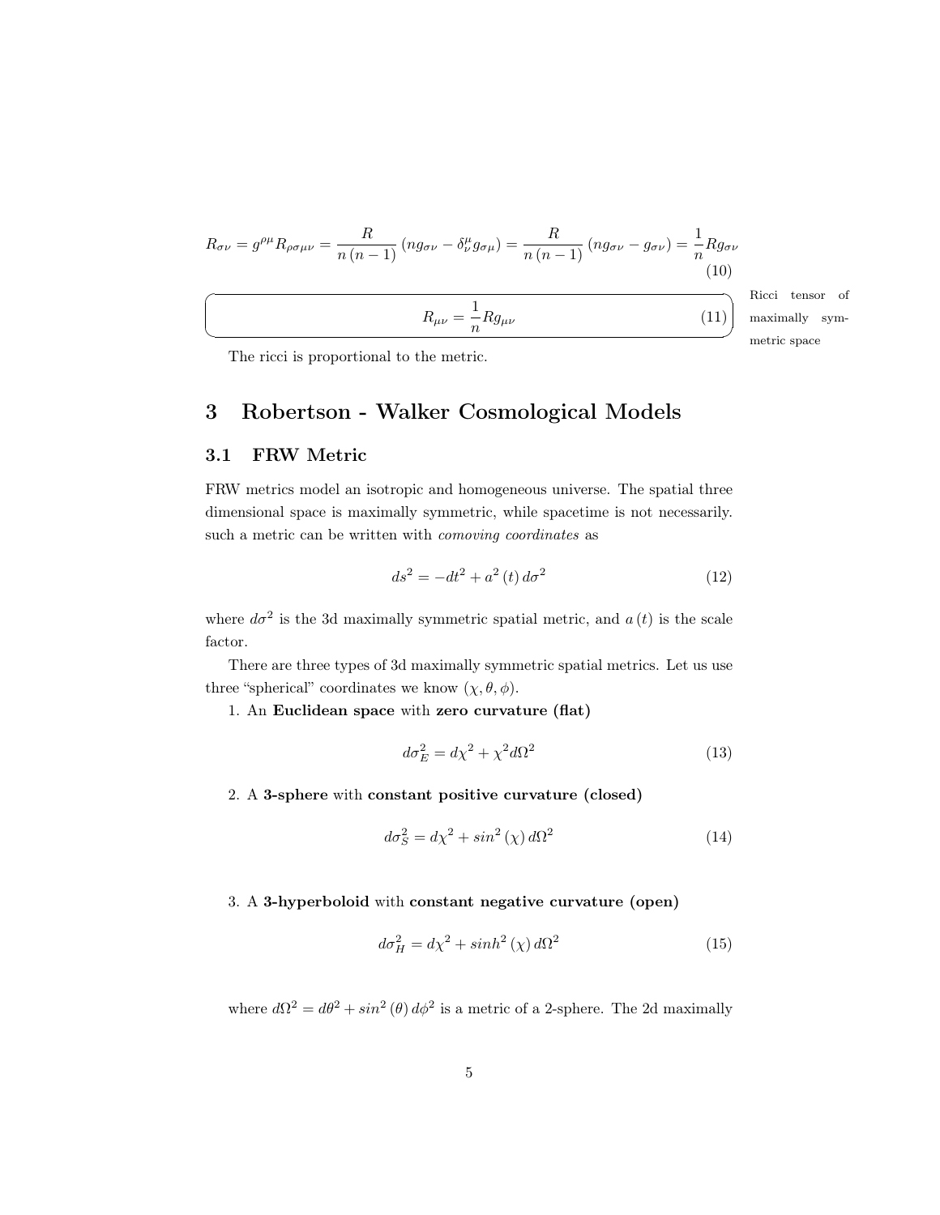$$R_{\sigma\nu} = g^{\rho\mu} R_{\rho\sigma\mu\nu} = \frac{R}{n\,(n-1)} \left( n g_{\sigma\nu} - \delta^{\mu}_{\nu} g_{\sigma\mu} \right) = \frac{R}{n\,(n-1)} \left( n g_{\sigma\nu} - g_{\sigma\nu} \right) = \frac{1}{n} R g_{\sigma\nu} \tag{10}$$

$$R_{\mu\nu} = \frac{1}{n} R g_{\mu\nu} \tag{11}$$

Ricci tensor of maximally symmetric space

The ricci is proportional to the metric.

# 3 Robertson - Walker Cosmological Models

## 3.1 FRW Metric

FRW metrics model an isotropic and homogeneous universe. The spatial three dimensional space is maximally symmetric, while spacetime is not necessarily. such a metric can be written with *comoving coordinates* as

$$ds^2 = -dt^2 + a^2\,(t)\,d\sigma^2 \tag{12}$$

where $d\sigma^2$ is the 3d maximally symmetric spatial metric, and $a\,(t)$ is the scale factor.

There are three types of 3d maximally symmetric spatial metrics. Let us use three "spherical" coordinates we know $(\chi, \theta, \phi)$.

1. An **Euclidean space** with **zero curvature (flat)**

$$d\sigma_E^2 = d\chi^2 + \chi^2 d\Omega^2 \tag{13}$$

2. A **3-sphere** with **constant positive curvature (closed)**

$$d\sigma_S^2 = d\chi^2 + sin^2\,(\chi)\,d\Omega^2 \tag{14}$$

3. A **3-hyperboloid** with **constant negative curvature (open)**

$$d\sigma_H^2 = d\chi^2 + sinh^2\,(\chi)\,d\Omega^2 \tag{15}$$

where $d\Omega^2 = d\theta^2 + sin^2\,(\theta)\,d\phi^2$ is a metric of a 2-sphere. The 2d maximally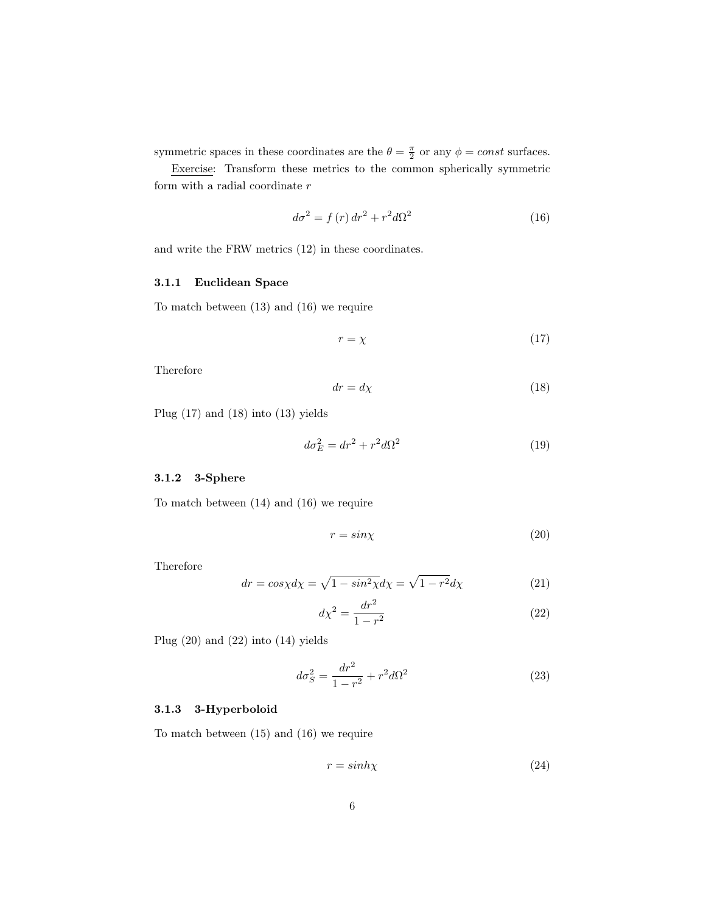symmetric spaces in these coordinates are the $\theta = \frac{\pi}{2}$ or any $\phi = const$ surfaces.

Exercise: Transform these metrics to the common spherically symmetric form with a radial coordinate $r$

$$d\sigma^2 = f(r)\,dr^2 + r^2 d\Omega^2 \tag{16}$$

and write the FRW metrics (12) in these coordinates.

### 3.1.1 Euclidean Space

To match between (13) and (16) we require

$$r = \chi \tag{17}$$

Therefore

$$dr = d\chi \tag{18}$$

Plug (17) and (18) into (13) yields

$$d\sigma_E^2 = dr^2 + r^2 d\Omega^2 \tag{19}$$

### 3.1.2 3-Sphere

To match between (14) and (16) we require

$$r = sin\chi \tag{20}$$

Therefore

$$dr = cos\chi d\chi = \sqrt{1 - sin^2\chi}d\chi = \sqrt{1 - r^2}d\chi \tag{21}$$

$$d\chi^2 = \frac{dr^2}{1 - r^2} \tag{22}$$

Plug (20) and (22) into (14) yields

$$d\sigma_S^2 = \frac{dr^2}{1 - r^2} + r^2 d\Omega^2 \tag{23}$$

### 3.1.3 3-Hyperboloid

To match between (15) and (16) we require

$$r = sinh\chi \tag{24}$$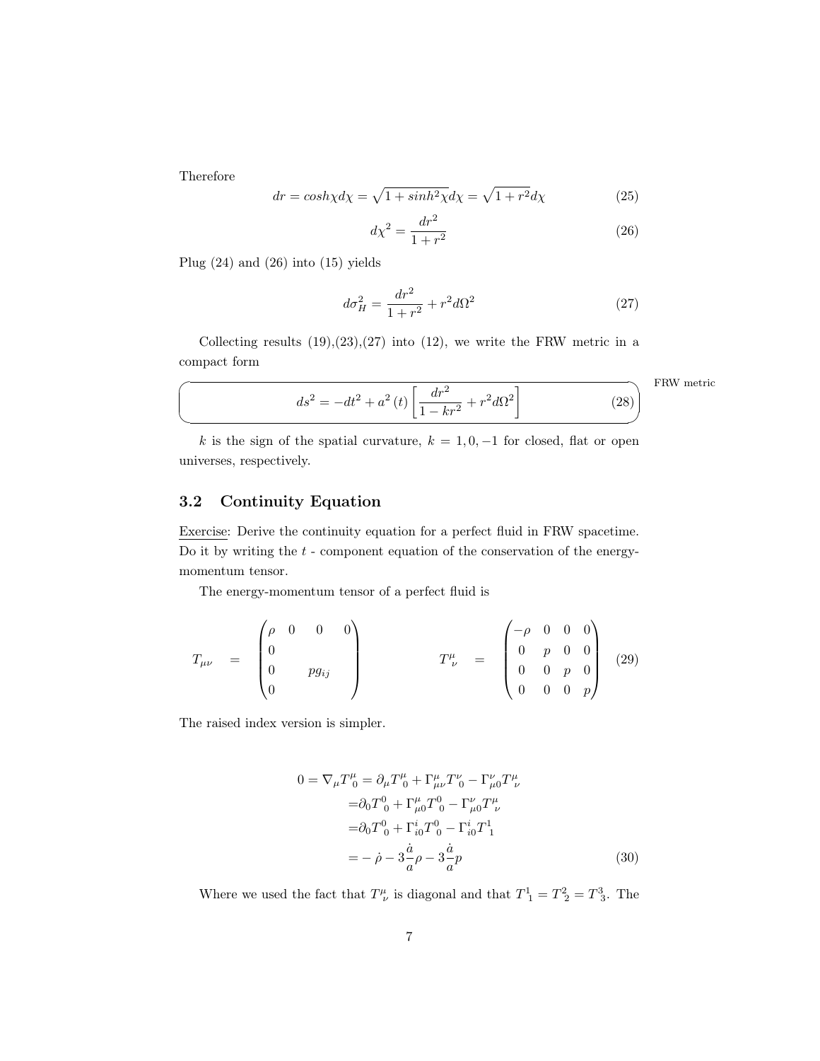Therefore

$$dr = cosh\chi d\chi = \sqrt{1 + sinh^2\chi}d\chi = \sqrt{1 + r^2}d\chi \tag{25}$$

$$d\chi^2 = \frac{dr^2}{1 + r^2} \tag{26}$$

Plug (24) and (26) into (15) yields

$$d\sigma_H^2 = \frac{dr^2}{1 + r^2} + r^2 d\Omega^2 \tag{27}$$

Collecting results (19),(23),(27) into (12), we write the FRW metric in a compact form

FRW metric

$$ds^2 = -dt^2 + a^2(t)\left[\frac{dr^2}{1 - kr^2} + r^2 d\Omega^2\right] \tag{28}$$

$k$ is the sign of the spatial curvature, $k = 1, 0, -1$ for closed, flat or open universes, respectively.

## 3.2 Continuity Equation

Exercise: Derive the continuity equation for a perfect fluid in FRW spacetime. Do it by writing the $t$ - component equation of the conservation of the energy-momentum tensor.

The energy-momentum tensor of a perfect fluid is

$$T_{\mu\nu} = \begin{pmatrix} \rho & 0 & 0 & 0 \\ 0 & & & \\ 0 & & pg_{ij} & \\ 0 & & & \end{pmatrix} \qquad T^{\mu}_{\ \nu} = \begin{pmatrix} -\rho & 0 & 0 & 0 \\ 0 & p & 0 & 0 \\ 0 & 0 & p & 0 \\ 0 & 0 & 0 & p \end{pmatrix} \tag{29}$$

The raised index version is simpler.

$$\begin{aligned} 0 = \nabla_\mu T^{\mu}_{\ 0} = \partial_\mu T^{\mu}_{\ 0} + \Gamma^{\mu}_{\mu\nu} T^{\nu}_{\ 0} - \Gamma^{\nu}_{\mu 0} T^{\mu}_{\ \nu} \\ = \partial_0 T^{0}_{\ 0} + \Gamma^{\mu}_{\mu 0} T^{0}_{\ 0} - \Gamma^{\nu}_{\mu 0} T^{\mu}_{\ \nu} \\ = \partial_0 T^{0}_{\ 0} + \Gamma^{i}_{i0} T^{0}_{\ 0} - \Gamma^{i}_{i0} T^{1}_{\ 1} \\ = -\dot{\rho} - 3\frac{\dot{a}}{a}\rho - 3\frac{\dot{a}}{a}p \end{aligned} \tag{30}$$

Where we used the fact that $T^{\mu}_{\ \nu}$ is diagonal and that $T^{1}_{\ 1} = T^{2}_{\ 2} = T^{3}_{\ 3}$. The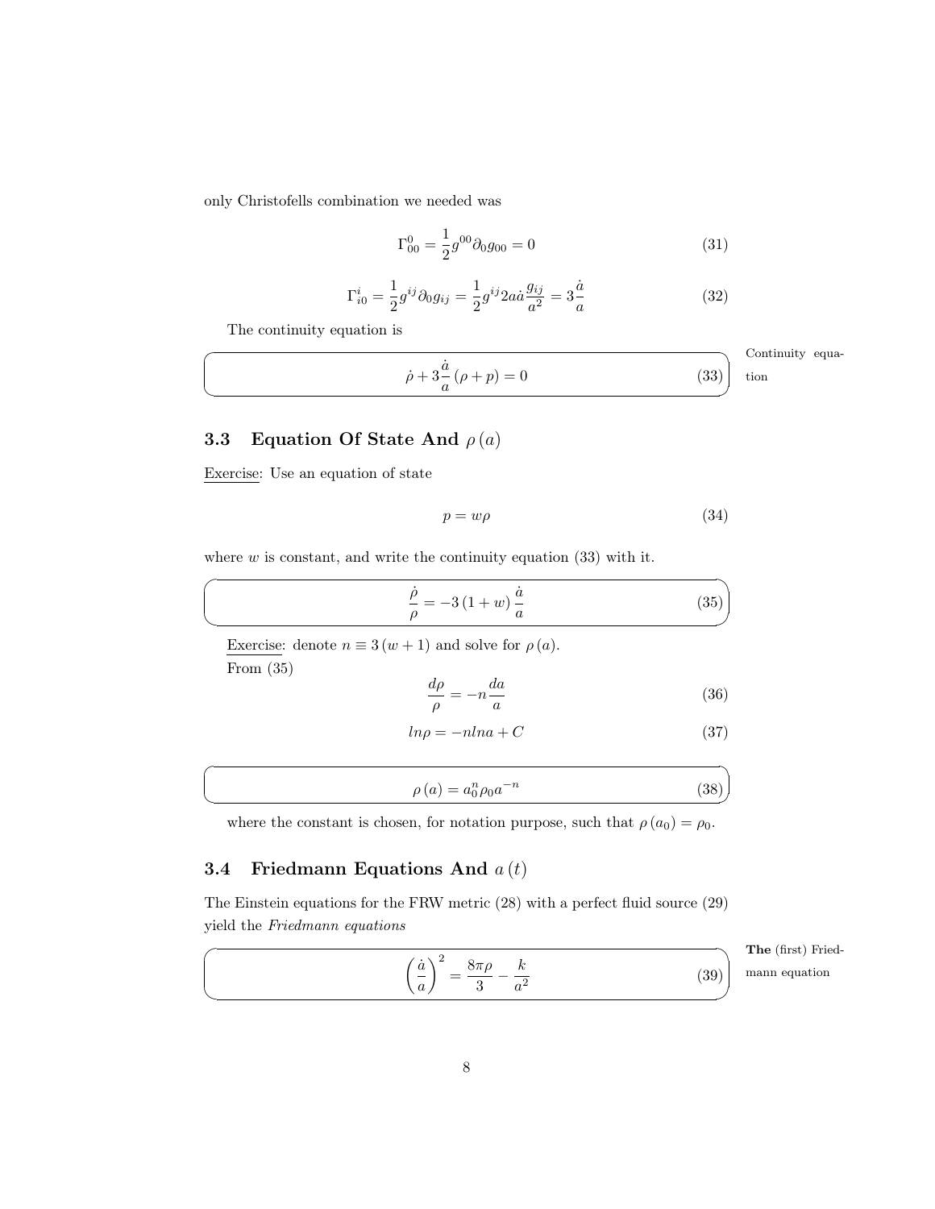only Christofells combination we needed was

$$\Gamma^0_{00} = \frac{1}{2} g^{00} \partial_0 g_{00} = 0 \tag{31}$$

$$\Gamma^i_{i0} = \frac{1}{2} g^{ij} \partial_0 g_{ij} = \frac{1}{2} g^{ij} 2a\dot{a} \frac{g_{ij}}{a^2} = 3\frac{\dot{a}}{a} \tag{32}$$

The continuity equation is

Continuity equation

$$\dot{\rho} + 3\frac{\dot{a}}{a}\left(\rho + p\right) = 0 \tag{33}$$

### 3.3 Equation Of State And $\rho\left(a\right)$

Exercise: Use an equation of state

$$p = w\rho \tag{34}$$

where $w$ is constant, and write the continuity equation (33) with it.

$$\frac{\dot{\rho}}{\rho} = -3\left(1 + w\right)\frac{\dot{a}}{a} \tag{35}$$

Exercise: denote $n \equiv 3\left(w + 1\right)$ and solve for $\rho\left(a\right)$.

From (35)

$$\frac{d\rho}{\rho} = -n\frac{da}{a} \tag{36}$$

$$ln\rho = -nlna + C \tag{37}$$

$$\rho\left(a\right) = a_0^n \rho_0 a^{-n} \tag{38}$$

where the constant is chosen, for notation purpose, such that $\rho\left(a_0\right) = \rho_0$.

### 3.4 Friedmann Equations And $a\left(t\right)$

The Einstein equations for the FRW metric (28) with a perfect fluid source (29) yield the *Friedmann equations*

**The** (first) Friedmann equation

$$\left(\frac{\dot{a}}{a}\right)^2 = \frac{8\pi\rho}{3} - \frac{k}{a^2} \tag{39}$$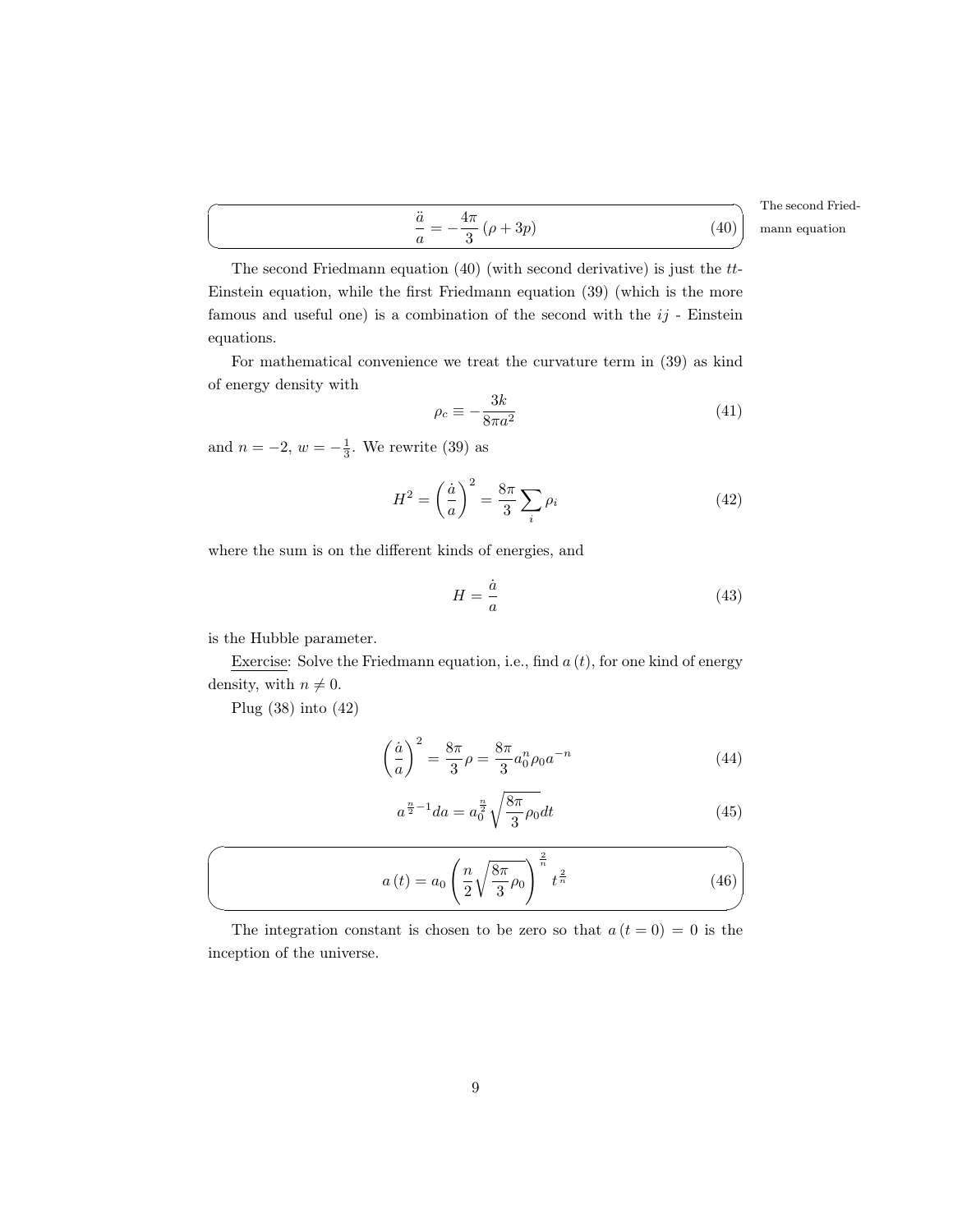$$\frac{\ddot{a}}{a} = -\frac{4\pi}{3}\left(\rho + 3p\right) \tag{40}$$

The second Friedmann equation

The second Friedmann equation (40) (with second derivative) is just the $tt$-Einstein equation, while the first Friedmann equation (39) (which is the more famous and useful one) is a combination of the second with the $ij$ - Einstein equations.

For mathematical convenience we treat the curvature term in (39) as kind of energy density with

$$\rho_c \equiv -\frac{3k}{8\pi a^2} \tag{41}$$

and $n = -2$, $w = -\frac{1}{3}$. We rewrite (39) as

$$H^2 = \left(\frac{\dot{a}}{a}\right)^2 = \frac{8\pi}{3}\sum_i \rho_i \tag{42}$$

where the sum is on the different kinds of energies, and

$$H = \frac{\dot{a}}{a} \tag{43}$$

is the Hubble parameter.

Exercise: Solve the Friedmann equation, i.e., find $a\left(t\right)$, for one kind of energy density, with $n \neq 0$.

Plug (38) into (42)

$$\left(\frac{\dot{a}}{a}\right)^2 = \frac{8\pi}{3}\rho = \frac{8\pi}{3}a_0^n \rho_0 a^{-n} \tag{44}$$

$$a^{\frac{n}{2}-1}da = a_0^{\frac{n}{2}}\sqrt{\frac{8\pi}{3}\rho_0}dt \tag{45}$$

$$a\left(t\right) = a_0\left(\frac{n}{2}\sqrt{\frac{8\pi}{3}\rho_0}\right)^{\frac{2}{n}} t^{\frac{2}{n}} \tag{46}$$

The integration constant is chosen to be zero so that $a\left(t=0\right) = 0$ is the inception of the universe.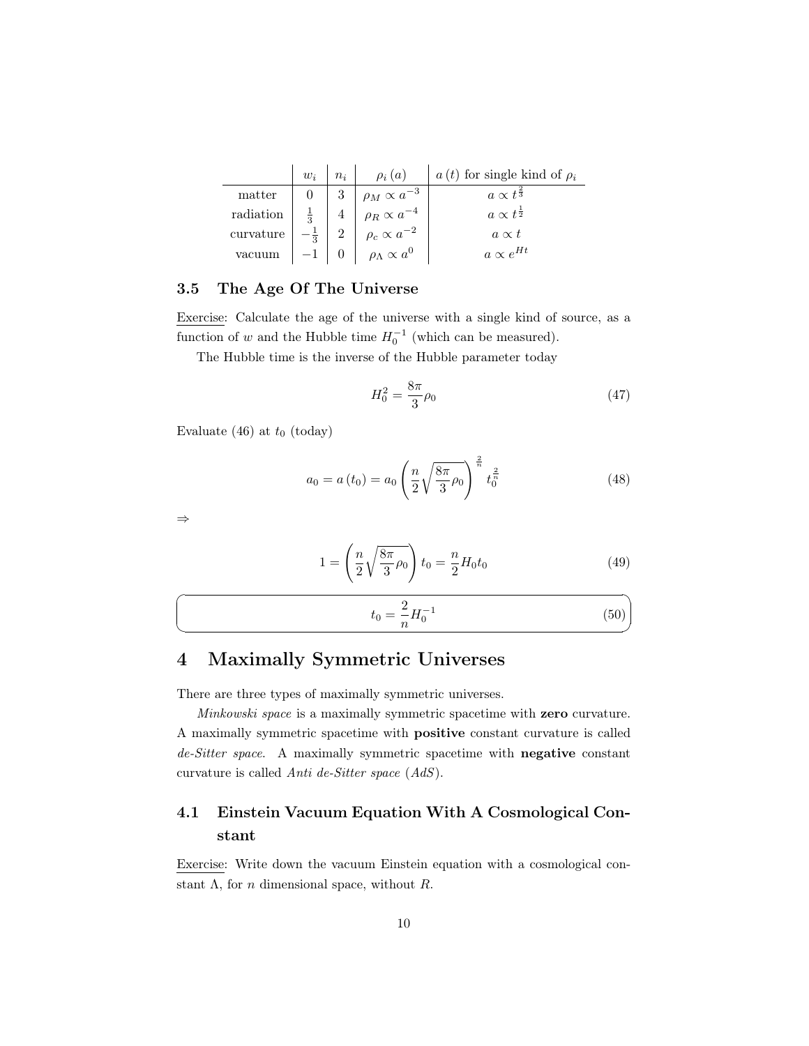|  | $w_i$ | $n_i$ | $\rho_i(a)$ | $a(t)$ for single kind of $\rho_i$ |
|---|---|---|---|---|
| matter | $0$ | $3$ | $\rho_M \propto a^{-3}$ | $a \propto t^{\frac{2}{3}}$ |
| radiation | $\frac{1}{3}$ | $4$ | $\rho_R \propto a^{-4}$ | $a \propto t^{\frac{1}{2}}$ |
| curvature | $-\frac{1}{3}$ | $2$ | $\rho_c \propto a^{-2}$ | $a \propto t$ |
| vacuum | $-1$ | $0$ | $\rho_\Lambda \propto a^{0}$ | $a \propto e^{Ht}$ |

### 3.5 The Age Of The Universe

Exercise: Calculate the age of the universe with a single kind of source, as a function of $w$ and the Hubble time $H_0^{-1}$ (which can be measured).

The Hubble time is the inverse of the Hubble parameter today

$$H_0^2 = \frac{8\pi}{3}\rho_0 \tag{47}$$

Evaluate (46) at $t_0$ (today)

$$a_0 = a(t_0) = a_0 \left( \frac{n}{2} \sqrt{\frac{8\pi}{3}\rho_0} \right)^{\frac{2}{n}} t_0^{\frac{2}{n}} \tag{48}$$

$\Rightarrow$

$$1 = \left( \frac{n}{2} \sqrt{\frac{8\pi}{3}\rho_0} \right) t_0 = \frac{n}{2} H_0 t_0 \tag{49}$$

$$t_0 = \frac{2}{n} H_0^{-1} \tag{50}$$

# 4 Maximally Symmetric Universes

There are three types of maximally symmetric universes.

*Minkowski space* is a maximally symmetric spacetime with **zero** curvature. A maximally symmetric spacetime with **positive** constant curvature is called *de-Sitter space*. A maximally symmetric spacetime with **negative** constant curvature is called *Anti de-Sitter space* (*AdS*).

## 4.1 Einstein Vacuum Equation With A Cosmological Constant

Exercise: Write down the vacuum Einstein equation with a cosmological constant $\Lambda$, for $n$ dimensional space, without $R$.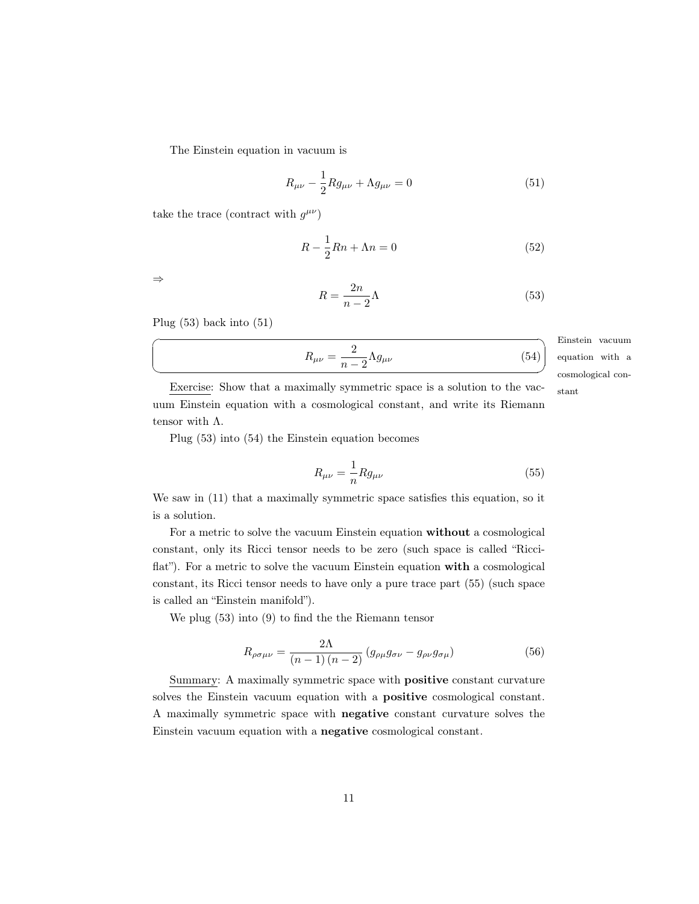The Einstein equation in vacuum is

$$R_{\mu\nu} - \frac{1}{2} R g_{\mu\nu} + \Lambda g_{\mu\nu} = 0 \tag{51}$$

take the trace (contract with $g^{\mu\nu}$)

$$R - \frac{1}{2} R n + \Lambda n = 0 \tag{52}$$

$\Rightarrow$

$$R = \frac{2n}{n-2} \Lambda \tag{53}$$

Plug (53) back into (51)

$$R_{\mu\nu} = \frac{2}{n-2} \Lambda g_{\mu\nu} \tag{54}$$

Einstein vacuum equation with a cosmological constant

Exercise: Show that a maximally symmetric space is a solution to the vacuum Einstein equation with a cosmological constant, and write its Riemann tensor with $\Lambda$.

Plug (53) into (54) the Einstein equation becomes

$$R_{\mu\nu} = \frac{1}{n} R g_{\mu\nu} \tag{55}$$

We saw in (11) that a maximally symmetric space satisfies this equation, so it is a solution.

For a metric to solve the vacuum Einstein equation **without** a cosmological constant, only its Ricci tensor needs to be zero (such space is called "Ricci-flat"). For a metric to solve the vacuum Einstein equation **with** a cosmological constant, its Ricci tensor needs to have only a pure trace part (55) (such space is called an "Einstein manifold").

We plug (53) into (9) to find the the Riemann tensor

$$R_{\rho\sigma\mu\nu} = \frac{2\Lambda}{(n-1)(n-2)} \left( g_{\rho\mu} g_{\sigma\nu} - g_{\rho\nu} g_{\sigma\mu} \right) \tag{56}$$

Summary: A maximally symmetric space with **positive** constant curvature solves the Einstein vacuum equation with a **positive** cosmological constant. A maximally symmetric space with **negative** constant curvature solves the Einstein vacuum equation with a **negative** cosmological constant.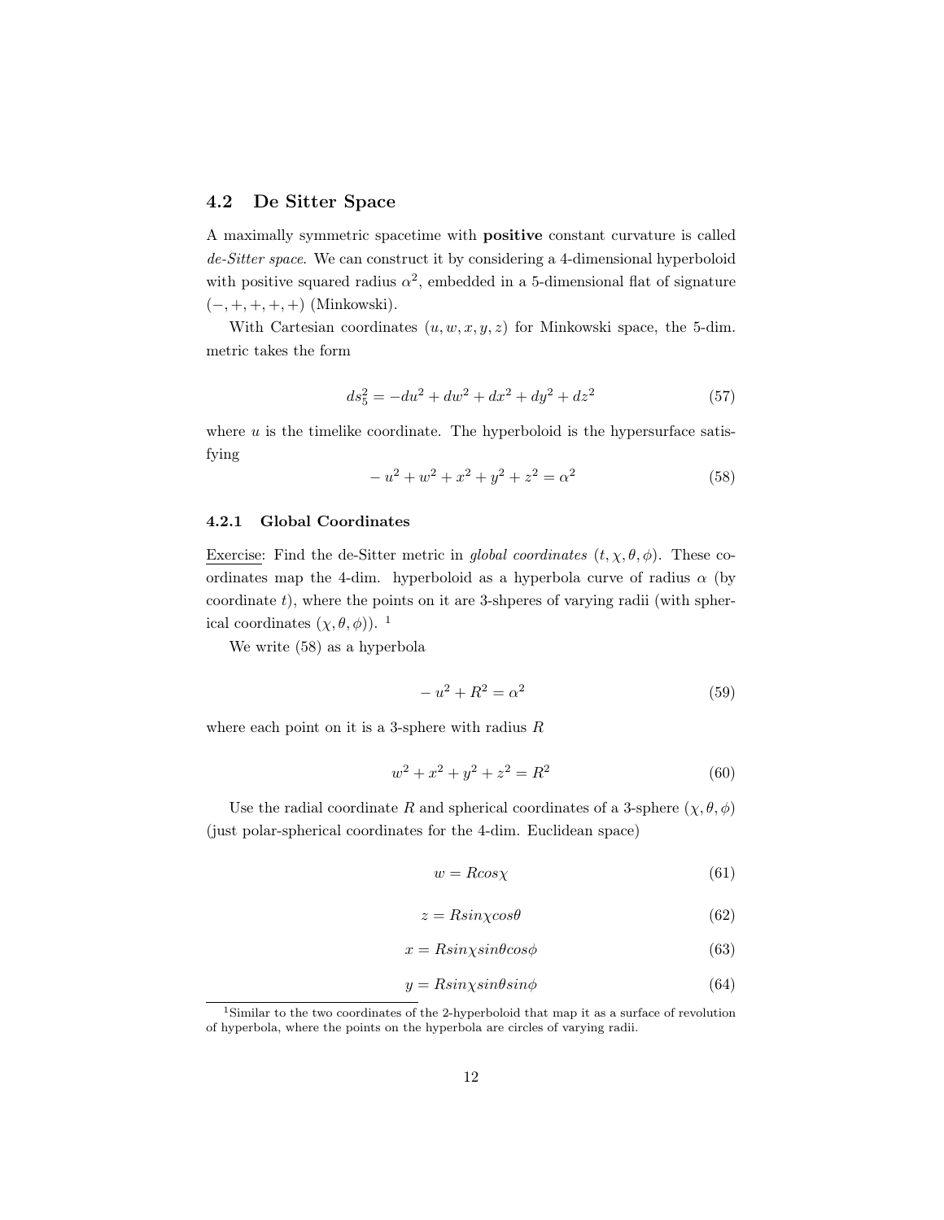### 4.2 De Sitter Space

A maximally symmetric spacetime with **positive** constant curvature is called *de-Sitter space*. We can construct it by considering a 4-dimensional hyperboloid with positive squared radius $\alpha^2$, embedded in a 5-dimensional flat of signature $(-,+,+,+,+)$ (Minkowski).

With Cartesian coordinates $(u, w, x, y, z)$ for Minkowski space, the 5-dim. metric takes the form

$$ds_5^2 = -du^2 + dw^2 + dx^2 + dy^2 + dz^2 \tag{57}$$

where $u$ is the timelike coordinate. The hyperboloid is the hypersurface satisfying

$$-u^2 + w^2 + x^2 + y^2 + z^2 = \alpha^2 \tag{58}$$

#### 4.2.1 Global Coordinates

<u>Exercise</u>: Find the de-Sitter metric in *global coordinates* $(t, \chi, \theta, \phi)$. These coordinates map the 4-dim. hyperboloid as a hyperbola curve of radius $\alpha$ (by coordinate $t$), where the points on it are 3-shperes of varying radii (with spherical coordinates $(\chi, \theta, \phi)$). [1]

We write (58) as a hyperbola

$$-u^2 + R^2 = \alpha^2 \tag{59}$$

where each point on it is a 3-sphere with radius $R$

$$w^2 + x^2 + y^2 + z^2 = R^2 \tag{60}$$

Use the radial coordinate $R$ and spherical coordinates of a 3-sphere $(\chi, \theta, \phi)$ (just polar-spherical coordinates for the 4-dim. Euclidean space)

$$w = R cos\chi \tag{61}$$

$$z = R sin\chi cos\theta \tag{62}$$

$$x = R sin\chi sin\theta cos\phi \tag{63}$$

$$y = R sin\chi sin\theta sin\phi \tag{64}$$

[1] Similar to the two coordinates of the 2-hyperboloid that map it as a surface of revolution of hyperbola, where the points on the hyperbola are circles of varying radii.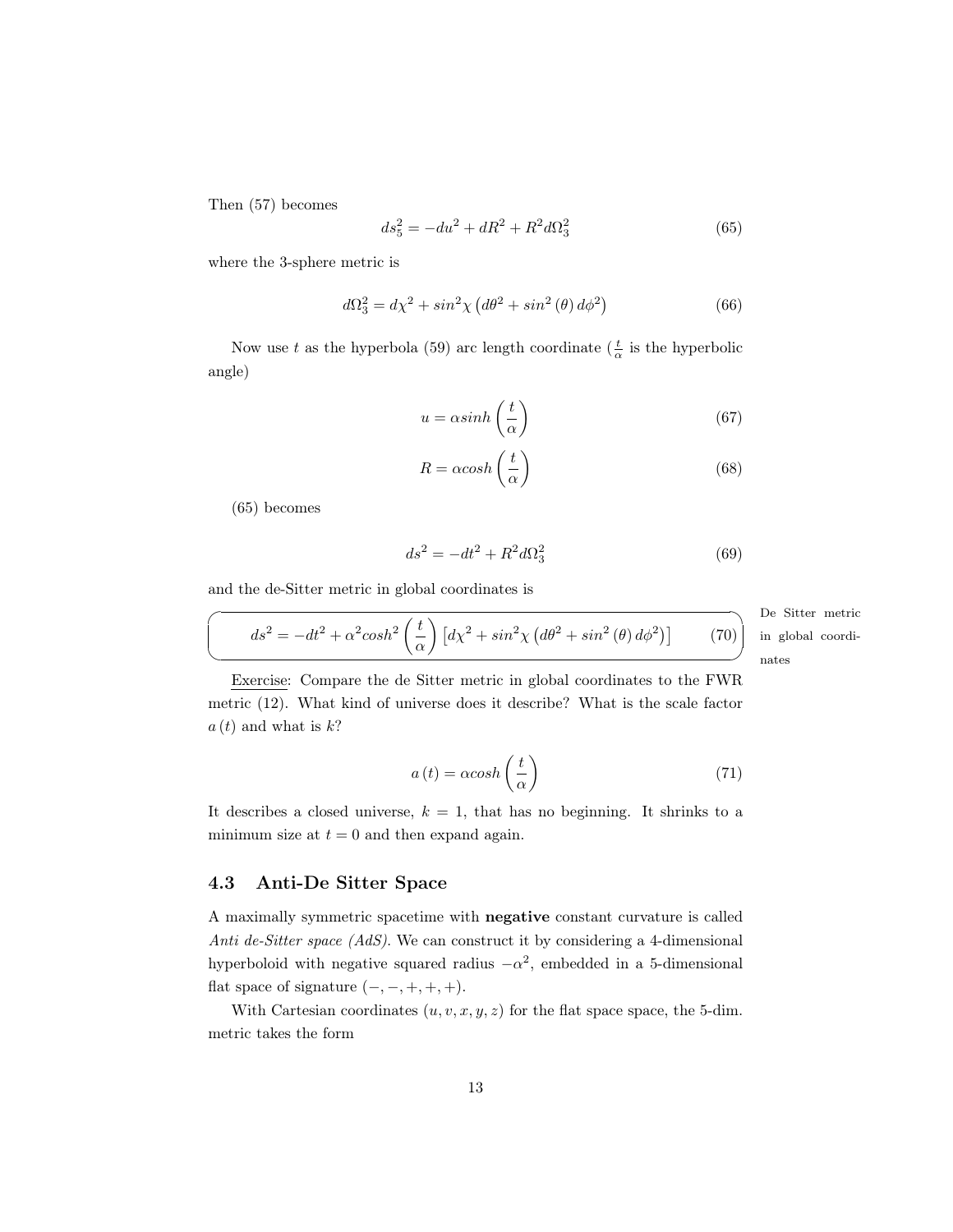Then (57) becomes

$$ds_5^2 = -du^2 + dR^2 + R^2 d\Omega_3^2 \tag{65}$$

where the 3-sphere metric is

$$d\Omega_3^2 = d\chi^2 + sin^2\chi \left(d\theta^2 + sin^2\left(\theta\right) d\phi^2\right) \tag{66}$$

Now use $t$ as the hyperbola (59) arc length coordinate ($\frac{t}{\alpha}$ is the hyperbolic angle)

$$u = \alpha sinh\left(\frac{t}{\alpha}\right) \tag{67}$$

$$R = \alpha cosh\left(\frac{t}{\alpha}\right) \tag{68}$$

(65) becomes

$$ds^2 = -dt^2 + R^2 d\Omega_3^2 \tag{69}$$

and the de-Sitter metric in global coordinates is

$$ds^2 = -dt^2 + \alpha^2 cosh^2\left(\frac{t}{\alpha}\right)\left[d\chi^2 + sin^2\chi \left(d\theta^2 + sin^2\left(\theta\right) d\phi^2\right)\right] \tag{70}$$

De Sitter metric in global coordinates

Exercise: Compare the de Sitter metric in global coordinates to the FWR metric (12). What kind of universe does it describe? What is the scale factor $a\left(t\right)$ and what is $k$?

$$a\left(t\right) = \alpha cosh\left(\frac{t}{\alpha}\right) \tag{71}$$

It describes a closed universe, $k = 1$, that has no beginning. It shrinks to a minimum size at $t = 0$ and then expand again.

### 4.3 Anti-De Sitter Space

A maximally symmetric spacetime with **negative** constant curvature is called *Anti de-Sitter space (AdS)*. We can construct it by considering a 4-dimensional hyperboloid with negative squared radius $-\alpha^2$, embedded in a 5-dimensional flat space of signature $(-,-,+,+,+)$.

With Cartesian coordinates $(u, v, x, y, z)$ for the flat space space, the 5-dim. metric takes the form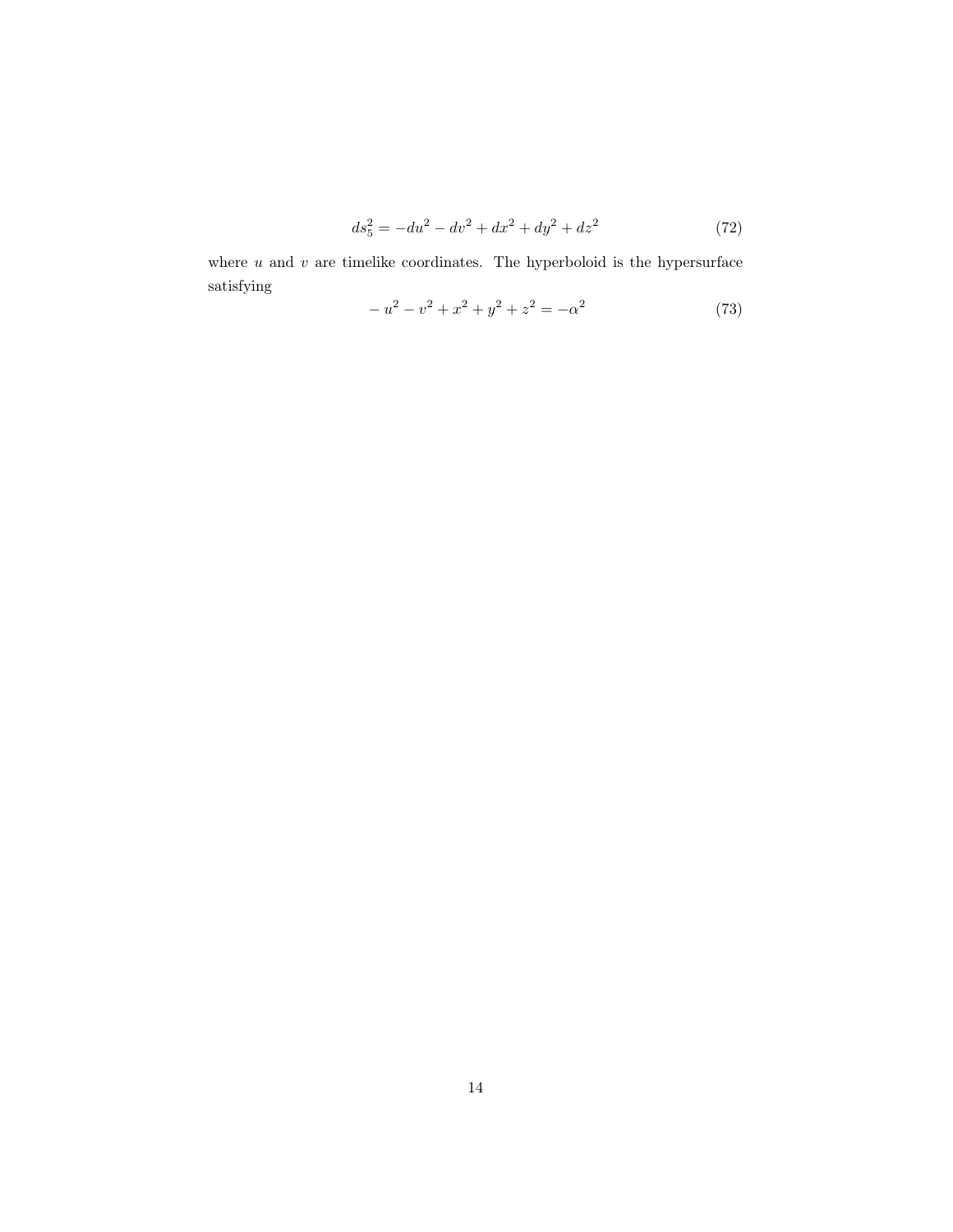$$ds_5^2 = -du^2 - dv^2 + dx^2 + dy^2 + dz^2 \tag{72}$$

where $u$ and $v$ are timelike coordinates. The hyperboloid is the hypersurface satisfying

$$-u^2 - v^2 + x^2 + y^2 + z^2 = -\alpha^2 \tag{73}$$